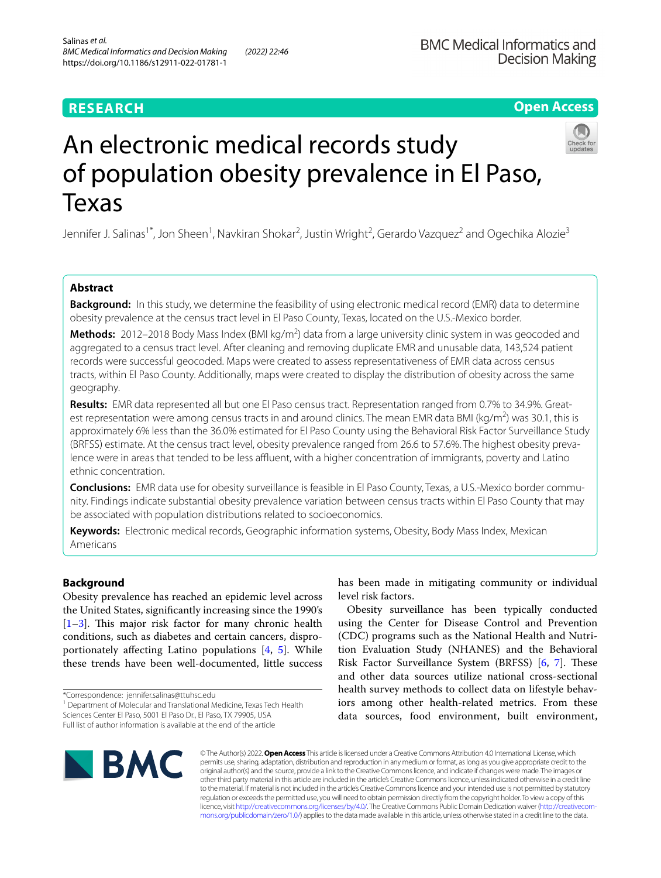RESEARCH

Open Access

# An electronic medical records study of population obesity prevalence in El Paso, Texas

Jennifer J. Salinas[1*], Jon Sheen[1], Navkiran Shokar[2], Justin Wright[2], Gerardo Vazquez[2] and Ogechika Alozie[3]

## Abstract

**Background:** In this study, we determine the feasibility of using electronic medical record (EMR) data to determine obesity prevalence at the census tract level in El Paso County, Texas, located on the U.S.-Mexico border.

**Methods:** 2012–2018 Body Mass Index (BMI kg/m$^2$) data from a large university clinic system in was geocoded and aggregated to a census tract level. After cleaning and removing duplicate EMR and unusable data, 143,524 patient records were successful geocoded. Maps were created to assess representativeness of EMR data across census tracts, within El Paso County. Additionally, maps were created to display the distribution of obesity across the same geography.

**Results:** EMR data represented all but one El Paso census tract. Representation ranged from 0.7% to 34.9%. Greatest representation were among census tracts in and around clinics. The mean EMR data BMI (kg/m$^2$) was 30.1, this is approximately 6% less than the 36.0% estimated for El Paso County using the Behavioral Risk Factor Surveillance Study (BRFSS) estimate. At the census tract level, obesity prevalence ranged from 26.6 to 57.6%. The highest obesity prevalence were in areas that tended to be less affluent, with a higher concentration of immigrants, poverty and Latino ethnic concentration.

**Conclusions:** EMR data use for obesity surveillance is feasible in El Paso County, Texas, a U.S.-Mexico border community. Findings indicate substantial obesity prevalence variation between census tracts within El Paso County that may be associated with population distributions related to socioeconomics.

**Keywords:** Electronic medical records, Geographic information systems, Obesity, Body Mass Index, Mexican Americans

## Background

Obesity prevalence has reached an epidemic level across the United States, significantly increasing since the 1990's [1–3]. This major risk factor for many chronic health conditions, such as diabetes and certain cancers, disproportionately affecting Latino populations [4, 5]. While these trends have been well-documented, little success has been made in mitigating community or individual level risk factors.

Obesity surveillance has been typically conducted using the Center for Disease Control and Prevention (CDC) programs such as the National Health and Nutrition Evaluation Study (NHANES) and the Behavioral Risk Factor Surveillance System (BRFSS) [6, 7]. These and other data sources utilize national cross-sectional health survey methods to collect data on lifestyle behaviors among other health-related metrics. From these data sources, food environment, built environment,

*Correspondence: jennifer.salinas@ttuhsc.edu

[1] Department of Molecular and Translational Medicine, Texas Tech Health Sciences Center El Paso, 5001 El Paso Dr., El Paso, TX 79905, USA

Full list of author information is available at the end of the article

© The Author(s) 2022. **Open Access** This article is licensed under a Creative Commons Attribution 4.0 International License, which permits use, sharing, adaptation, distribution and reproduction in any medium or format, as long as you give appropriate credit to the original author(s) and the source, provide a link to the Creative Commons licence, and indicate if changes were made. The images or other third party material in this article are included in the article's Creative Commons licence, unless indicated otherwise in a credit line to the material. If material is not included in the article's Creative Commons licence and your intended use is not permitted by statutory regulation or exceeds the permitted use, you will need to obtain permission directly from the copyright holder. To view a copy of this licence, visit http://creativecommons.org/licenses/by/4.0/. The Creative Commons Public Domain Dedication waiver (http://creativecommons.org/publicdomain/zero/1.0/) applies to the data made available in this article, unless otherwise stated in a credit line to the data.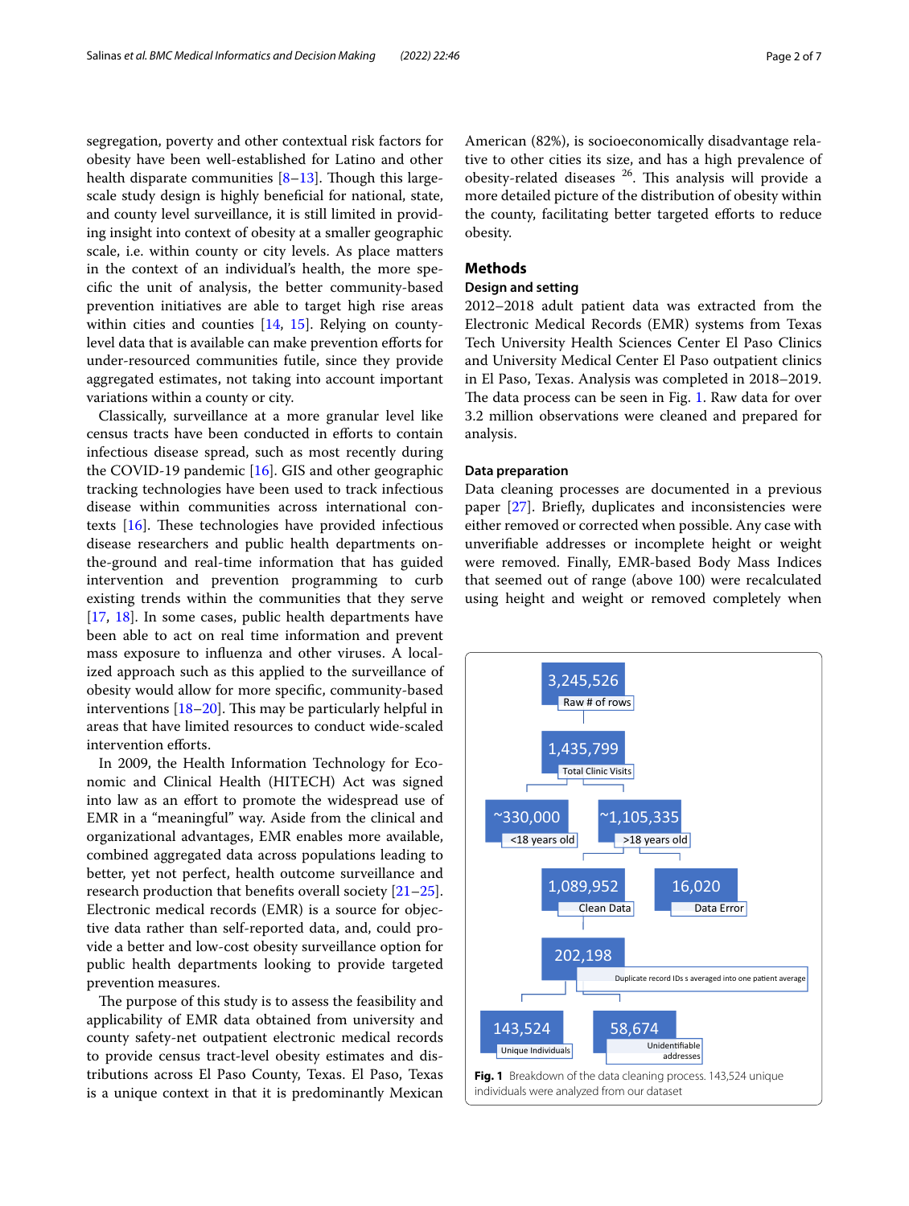segregation, poverty and other contextual risk factors for obesity have been well-established for Latino and other health disparate communities [8–13]. Though this large-scale study design is highly beneficial for national, state, and county level surveillance, it is still limited in providing insight into context of obesity at a smaller geographic scale, i.e. within county or city levels. As place matters in the context of an individual's health, the more specific the unit of analysis, the better community-based prevention initiatives are able to target high rise areas within cities and counties [14, 15]. Relying on county-level data that is available can make prevention efforts for under-resourced communities futile, since they provide aggregated estimates, not taking into account important variations within a county or city.

Classically, surveillance at a more granular level like census tracts have been conducted in efforts to contain infectious disease spread, such as most recently during the COVID-19 pandemic [16]. GIS and other geographic tracking technologies have been used to track infectious disease within communities across international contexts [16]. These technologies have provided infectious disease researchers and public health departments on-the-ground and real-time information that has guided intervention and prevention programming to curb existing trends within the communities that they serve [17, 18]. In some cases, public health departments have been able to act on real time information and prevent mass exposure to influenza and other viruses. A localized approach such as this applied to the surveillance of obesity would allow for more specific, community-based interventions [18–20]. This may be particularly helpful in areas that have limited resources to conduct wide-scaled intervention efforts.

In 2009, the Health Information Technology for Economic and Clinical Health (HITECH) Act was signed into law as an effort to promote the widespread use of EMR in a "meaningful" way. Aside from the clinical and organizational advantages, EMR enables more available, combined aggregated data across populations leading to better, yet not perfect, health outcome surveillance and research production that benefits overall society [21–25]. Electronic medical records (EMR) is a source for objective data rather than self-reported data, and, could provide a better and low-cost obesity surveillance option for public health departments looking to provide targeted prevention measures.

The purpose of this study is to assess the feasibility and applicability of EMR data obtained from university and county safety-net outpatient electronic medical records to provide census tract-level obesity estimates and distributions across El Paso County, Texas. El Paso, Texas is a unique context in that it is predominantly Mexican American (82%), is socioeconomically disadvantage relative to other cities its size, and has a high prevalence of obesity-related diseases [26]. This analysis will provide a more detailed picture of the distribution of obesity within the county, facilitating better targeted efforts to reduce obesity.

## Methods

### Design and setting

2012–2018 adult patient data was extracted from the Electronic Medical Records (EMR) systems from Texas Tech University Health Sciences Center El Paso Clinics and University Medical Center El Paso outpatient clinics in El Paso, Texas. Analysis was completed in 2018–2019. The data process can be seen in Fig. 1. Raw data for over 3.2 million observations were cleaned and prepared for analysis.

### Data preparation

Data cleaning processes are documented in a previous paper [27]. Briefly, duplicates and inconsistencies were either removed or corrected when possible. Any case with unverifiable addresses or incomplete height or weight were removed. Finally, EMR-based Body Mass Indices that seemed out of range (above 100) were recalculated using height and weight or removed completely when

3,245,526 Raw # of rows
1,435,799 Total Clinic Visits
~330,000 <18 years old
~1,105,335 >18 years old
1,089,952 Clean Data
16,020 Data Error
202,198 Duplicate record IDs s averaged into one patient average
143,524 Unique Individuals
58,674 Unidentifiable addresses

**Fig. 1** Breakdown of the data cleaning process. 143,524 unique individuals were analyzed from our dataset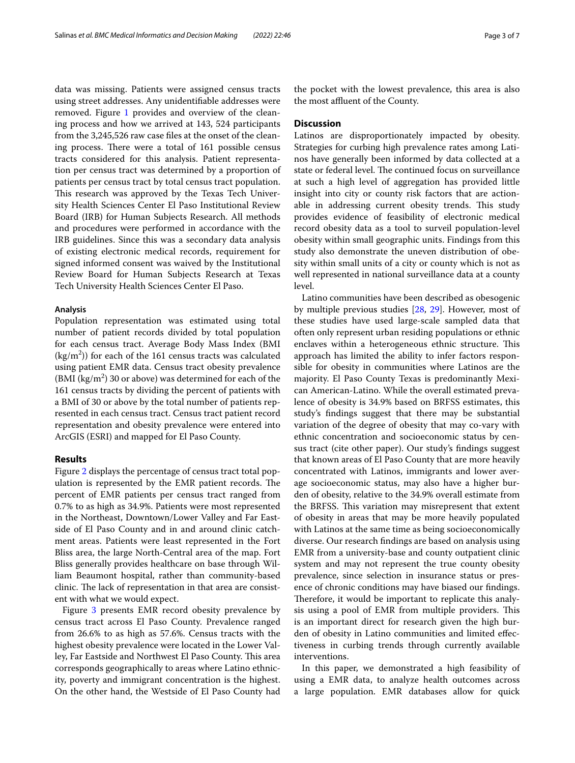data was missing. Patients were assigned census tracts using street addresses. Any unidentifiable addresses were removed. Figure 1 provides and overview of the cleaning process and how we arrived at 143, 524 participants from the 3,245,526 raw case files at the onset of the cleaning process. There were a total of 161 possible census tracts considered for this analysis. Patient representation per census tract was determined by a proportion of patients per census tract by total census tract population. This research was approved by the Texas Tech University Health Sciences Center El Paso Institutional Review Board (IRB) for Human Subjects Research. All methods and procedures were performed in accordance with the IRB guidelines. Since this was a secondary data analysis of existing electronic medical records, requirement for signed informed consent was waived by the Institutional Review Board for Human Subjects Research at Texas Tech University Health Sciences Center El Paso.

#### Analysis

Population representation was estimated using total number of patient records divided by total population for each census tract. Average Body Mass Index (BMI ($kg/m^2$)) for each of the 161 census tracts was calculated using patient EMR data. Census tract obesity prevalence (BMI ($kg/m^2$) 30 or above) was determined for each of the 161 census tracts by dividing the percent of patients with a BMI of 30 or above by the total number of patients represented in each census tract. Census tract patient record representation and obesity prevalence were entered into ArcGIS (ESRI) and mapped for El Paso County.

## Results

Figure 2 displays the percentage of census tract total population is represented by the EMR patient records. The percent of EMR patients per census tract ranged from 0.7% to as high as 34.9%. Patients were most represented in the Northeast, Downtown/Lower Valley and Far Eastside of El Paso County and in and around clinic catchment areas. Patients were least represented in the Fort Bliss area, the large North-Central area of the map. Fort Bliss generally provides healthcare on base through William Beaumont hospital, rather than community-based clinic. The lack of representation in that area are consistent with what we would expect.

Figure 3 presents EMR record obesity prevalence by census tract across El Paso County. Prevalence ranged from 26.6% to as high as 57.6%. Census tracts with the highest obesity prevalence were located in the Lower Valley, Far Eastside and Northwest El Paso County. This area corresponds geographically to areas where Latino ethnicity, poverty and immigrant concentration is the highest. On the other hand, the Westside of El Paso County had the pocket with the lowest prevalence, this area is also the most affluent of the County.

## Discussion

Latinos are disproportionately impacted by obesity. Strategies for curbing high prevalence rates among Latinos have generally been informed by data collected at a state or federal level. The continued focus on surveillance at such a high level of aggregation has provided little insight into city or county risk factors that are actionable in addressing current obesity trends. This study provides evidence of feasibility of electronic medical record obesity data as a tool to surveil population-level obesity within small geographic units. Findings from this study also demonstrate the uneven distribution of obesity within small units of a city or county which is not as well represented in national surveillance data at a county level.

Latino communities have been described as obesogenic by multiple previous studies [28, 29]. However, most of these studies have used large-scale sampled data that often only represent urban residing populations or ethnic enclaves within a heterogeneous ethnic structure. This approach has limited the ability to infer factors responsible for obesity in communities where Latinos are the majority. El Paso County Texas is predominantly Mexican American-Latino. While the overall estimated prevalence of obesity is 34.9% based on BRFSS estimates, this study's findings suggest that there may be substantial variation of the degree of obesity that may co-vary with ethnic concentration and socioeconomic status by census tract (cite other paper). Our study's findings suggest that known areas of El Paso County that are more heavily concentrated with Latinos, immigrants and lower average socioeconomic status, may also have a higher burden of obesity, relative to the 34.9% overall estimate from the BRFSS. This variation may misrepresent that extent of obesity in areas that may be more heavily populated with Latinos at the same time as being socioeconomically diverse. Our research findings are based on analysis using EMR from a university-base and county outpatient clinic system and may not represent the true county obesity prevalence, since selection in insurance status or presence of chronic conditions may have biased our findings. Therefore, it would be important to replicate this analysis using a pool of EMR from multiple providers. This is an important direct for research given the high burden of obesity in Latino communities and limited effectiveness in curbing trends through currently available interventions.

In this paper, we demonstrated a high feasibility of using a EMR data, to analyze health outcomes across a large population. EMR databases allow for quick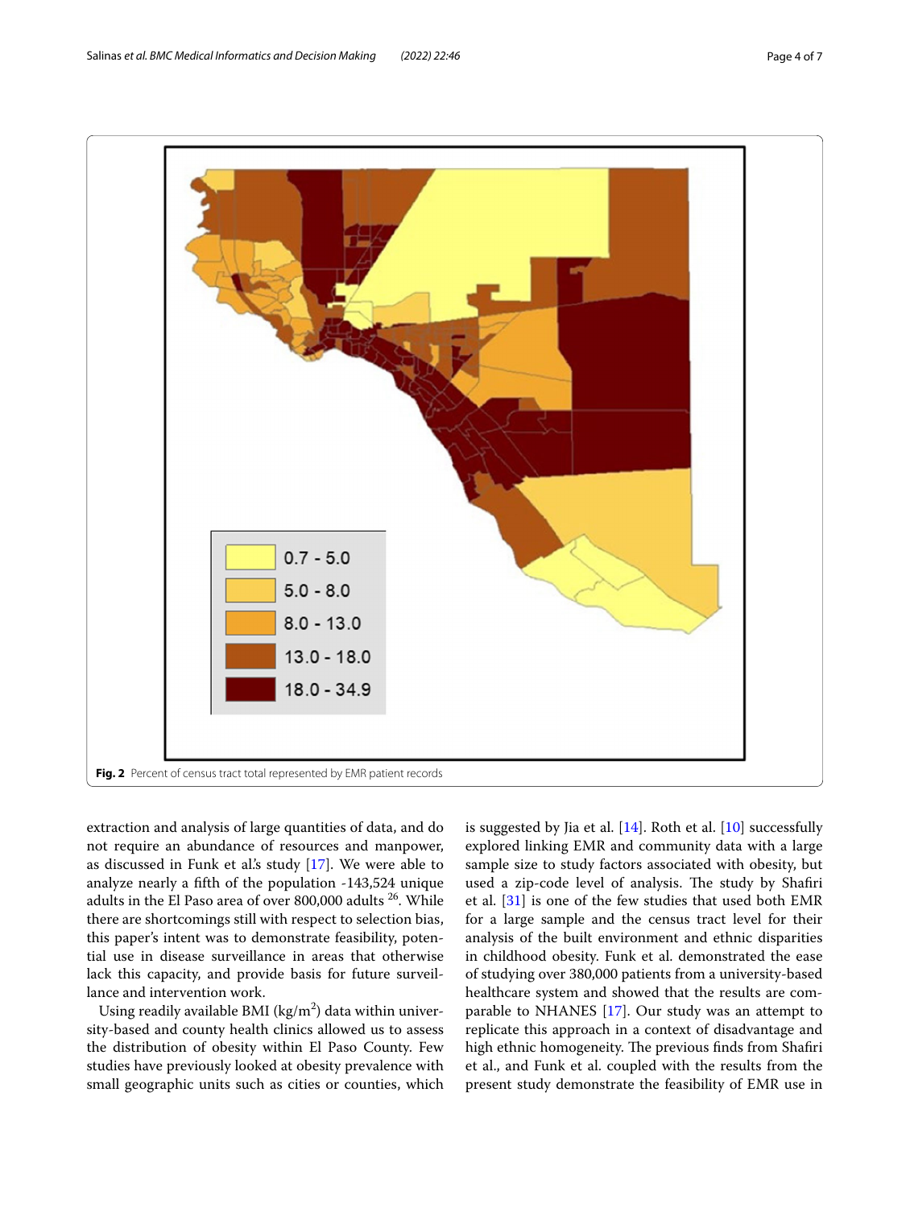Fig. 2 Percent of census tract total represented by EMR patient records

extraction and analysis of large quantities of data, and do not require an abundance of resources and manpower, as discussed in Funk et al.'s study [17]. We were able to analyze nearly a fifth of the population -143,524 unique adults in the El Paso area of over 800,000 adults [26]. While there are shortcomings still with respect to selection bias, this paper's intent was to demonstrate feasibility, potential use in disease surveillance in areas that otherwise lack this capacity, and provide basis for future surveillance and intervention work.

Using readily available BMI (kg/m$^2$) data within university-based and county health clinics allowed us to assess the distribution of obesity within El Paso County. Few studies have previously looked at obesity prevalence with small geographic units such as cities or counties, which is suggested by Jia et al. [14]. Roth et al. [10] successfully explored linking EMR and community data with a large sample size to study factors associated with obesity, but used a zip-code level of analysis. The study by Shafiri et al. [31] is one of the few studies that used both EMR for a large sample and the census tract level for their analysis of the built environment and ethnic disparities in childhood obesity. Funk et al. demonstrated the ease of studying over 380,000 patients from a university-based healthcare system and showed that the results are comparable to NHANES [17]. Our study was an attempt to replicate this approach in a context of disadvantage and high ethnic homogeneity. The previous finds from Shafiri et al., and Funk et al. coupled with the results from the present study demonstrate the feasibility of EMR use in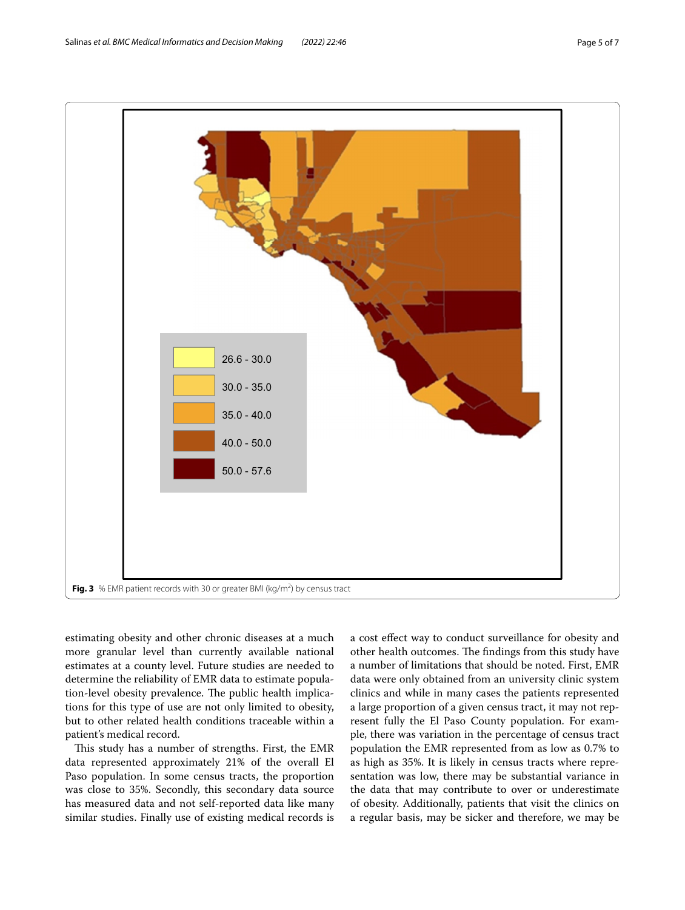**Fig. 3** % EMR patient records with 30 or greater BMI (kg/m$^2$) by census tract

estimating obesity and other chronic diseases at a much more granular level than currently available national estimates at a county level. Future studies are needed to determine the reliability of EMR data to estimate population-level obesity prevalence. The public health implications for this type of use are not only limited to obesity, but to other related health conditions traceable within a patient's medical record.

This study has a number of strengths. First, the EMR data represented approximately 21% of the overall El Paso population. In some census tracts, the proportion was close to 35%. Secondly, this secondary data source has measured data and not self-reported data like many similar studies. Finally use of existing medical records is a cost effect way to conduct surveillance for obesity and other health outcomes. The findings from this study have a number of limitations that should be noted. First, EMR data were only obtained from an university clinic system clinics and while in many cases the patients represented a large proportion of a given census tract, it may not represent fully the El Paso County population. For example, there was variation in the percentage of census tract population the EMR represented from as low as 0.7% to as high as 35%. It is likely in census tracts where representation was low, there may be substantial variance in the data that may contribute to over or underestimate of obesity. Additionally, patients that visit the clinics on a regular basis, may be sicker and therefore, we may be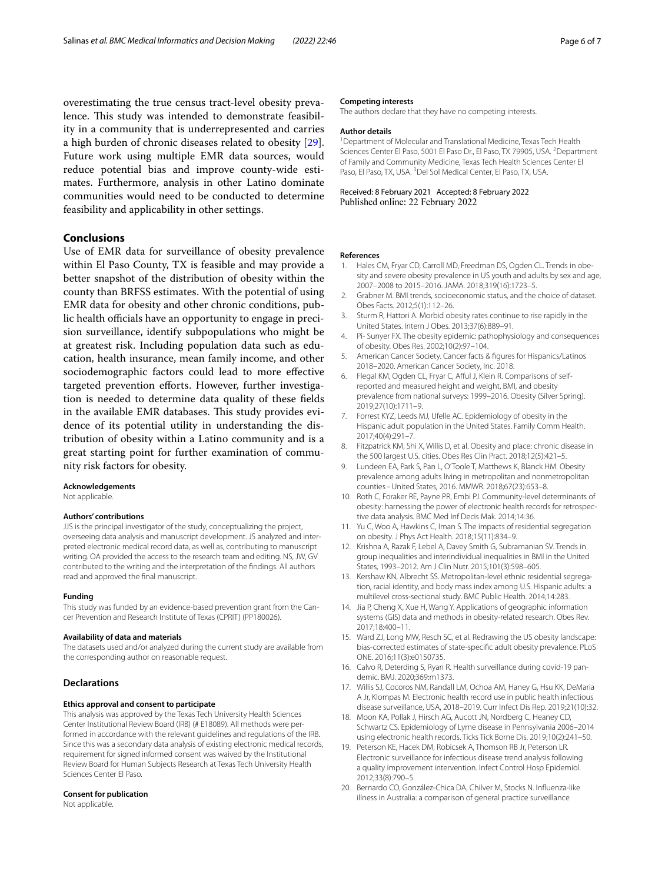overestimating the true census tract-level obesity prevalence. This study was intended to demonstrate feasibility in a community that is underrepresented and carries a high burden of chronic diseases related to obesity [29]. Future work using multiple EMR data sources, would reduce potential bias and improve county-wide estimates. Furthermore, analysis in other Latino dominate communities would need to be conducted to determine feasibility and applicability in other settings.

## Conclusions

Use of EMR data for surveillance of obesity prevalence within El Paso County, TX is feasible and may provide a better snapshot of the distribution of obesity within the county than BRFSS estimates. With the potential of using EMR data for obesity and other chronic conditions, public health officials have an opportunity to engage in precision surveillance, identify subpopulations who might be at greatest risk. Including population data such as education, health insurance, mean family income, and other sociodemographic factors could lead to more effective targeted prevention efforts. However, further investigation is needed to determine data quality of these fields in the available EMR databases. This study provides evidence of its potential utility in understanding the distribution of obesity within a Latino community and is a great starting point for further examination of community risk factors for obesity.

#### Acknowledgements

Not applicable.

#### Authors' contributions

JJS is the principal investigator of the study, conceptualizing the project, overseeing data analysis and manuscript development. JS analyzed and interpreted electronic medical record data, as well as, contributing to manuscript writing. OA provided the access to the research team and editing. NS, JW, GV contributed to the writing and the interpretation of the findings. All authors read and approved the final manuscript.

#### Funding

This study was funded by an evidence-based prevention grant from the Cancer Prevention and Research Institute of Texas (CPRIT) (PP180026).

#### Availability of data and materials

The datasets used and/or analyzed during the current study are available from the corresponding author on reasonable request.

## Declarations

#### Ethics approval and consent to participate

This analysis was approved by the Texas Tech University Health Sciences Center Institutional Review Board (IRB) (# E18089). All methods were performed in accordance with the relevant guidelines and regulations of the IRB. Since this was a secondary data analysis of existing electronic medical records, requirement for signed informed consent was waived by the Institutional Review Board for Human Subjects Research at Texas Tech University Health Sciences Center El Paso.

#### Consent for publication

Not applicable.

#### Competing interests

The authors declare that they have no competing interests.

#### Author details

[1]Department of Molecular and Translational Medicine, Texas Tech Health Sciences Center El Paso, 5001 El Paso Dr., El Paso, TX 79905, USA. [2]Department of Family and Community Medicine, Texas Tech Health Sciences Center El Paso, El Paso, TX, USA. [3]Del Sol Medical Center, El Paso, TX, USA.

Received: 8 February 2021 Accepted: 8 February 2022
Published online: 22 February 2022

#### References

1. Hales CM, Fryar CD, Carroll MD, Freedman DS, Ogden CL. Trends in obesity and severe obesity prevalence in US youth and adults by sex and age, 2007–2008 to 2015–2016. JAMA. 2018;319(16):1723–5.
2. Grabner M. BMI trends, socioeconomic status, and the choice of dataset. Obes Facts. 2012;5(1):112–26.
3. Sturm R, Hattori A. Morbid obesity rates continue to rise rapidly in the United States. Intern J Obes. 2013;37(6):889–91.
4. Pi- Sunyer FX. The obesity epidemic: pathophysiology and consequences of obesity. Obes Res. 2002;10(2):97–104.
5. American Cancer Society. Cancer facts & figures for Hispanics/Latinos 2018–2020. American Cancer Society, Inc. 2018.
6. Flegal KM, Ogden CL, Fryar C, Afful J, Klein R. Comparisons of self-reported and measured height and weight, BMI, and obesity prevalence from national surveys: 1999–2016. Obesity (Silver Spring). 2019;27(10):1711–9.
7. Forrest KYZ, Leeds MJ, Ufelle AC. Epidemiology of obesity in the Hispanic adult population in the United States. Family Comm Health. 2017;40(4):291–7.
8. Fitzpatrick KM, Shi X, Willis D, et al. Obesity and place: chronic disease in the 500 largest U.S. cities. Obes Res Clin Pract. 2018;12(5):421–5.
9. Lundeen EA, Park S, Pan L, O'Toole T, Matthews K, Blanck HM. Obesity prevalence among adults living in metropolitan and nonmetropolitan counties - United States, 2016. MMWR. 2018;67(23):653–8.
10. Roth C, Foraker RE, Payne PR, Embi PJ. Community-level determinants of obesity: harnessing the power of electronic health records for retrospective data analysis. BMC Med Inf Decis Mak. 2014;14:36.
11. Yu C, Woo A, Hawkins C, Iman S. The impacts of residential segregation on obesity. J Phys Act Health. 2018;15(11):834–9.
12. Krishna A, Razak F, Lebel A, Davey Smith G, Subramanian SV. Trends in group inequalities and interindividual inequalities in BMI in the United States, 1993–2012. Am J Clin Nutr. 2015;101(3):598–605.
13. Kershaw KN, Albrecht SS. Metropolitan-level ethnic residential segregation, racial identity, and body mass index among U.S. Hispanic adults: a multilevel cross-sectional study. BMC Public Health. 2014;14:283.
14. Jia P, Cheng X, Xue H, Wang Y. Applications of geographic information systems (GIS) data and methods in obesity-related research. Obes Rev. 2017;18:400–11.
15. Ward ZJ, Long MW, Resch SC, et al. Redrawing the US obesity landscape: bias-corrected estimates of state-specific adult obesity prevalence. PLoS ONE. 2016;11(3):e0150735.
16. Calvo R, Deterding S, Ryan R. Health surveillance during covid-19 pandemic. BMJ. 2020;369:m1373.
17. Willis SJ, Cocoros NM, Randall LM, Ochoa AM, Haney G, Hsu KK, DeMaria A Jr, Klompas M. Electronic health record use in public health infectious disease surveillance, USA, 2018–2019. Curr Infect Dis Rep. 2019;21(10):32.
18. Moon KA, Pollak J, Hirsch AG, Aucott JN, Nordberg C, Heaney CD, Schwartz CS. Epidemiology of Lyme disease in Pennsylvania 2006–2014 using electronic health records. Ticks Tick Borne Dis. 2019;10(2):241–50.
19. Peterson KE, Hacek DM, Robicsek A, Thomson RB Jr, Peterson LR. Electronic surveillance for infectious disease trend analysis following a quality improvement intervention. Infect Control Hosp Epidemiol. 2012;33(8):790–5.
20. Bernardo CO, González-Chica DA, Chilver M, Stocks N. Influenza-like illness in Australia: a comparison of general practice surveillance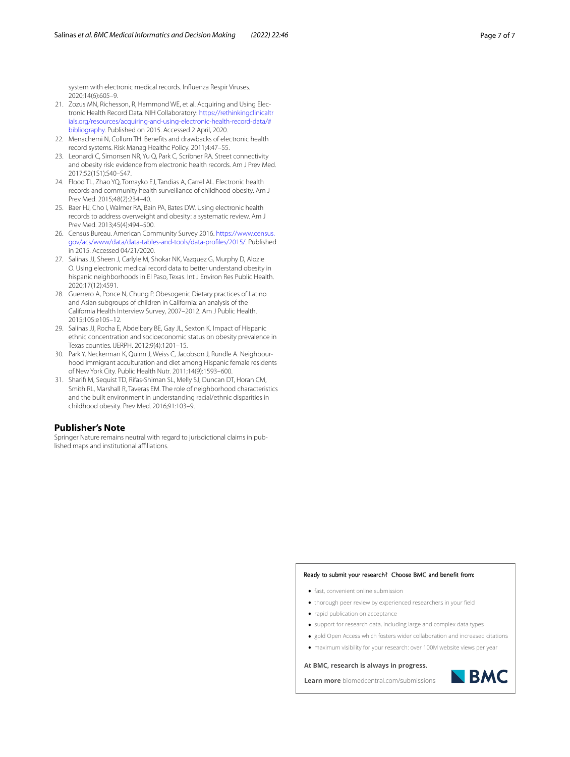system with electronic medical records. Influenza Respir Viruses. 2020;14(6):605–9.

21. Zozus MN, Richesson, R, Hammond WE, et al. Acquiring and Using Electronic Health Record Data. NIH Collaboratory: https://rethinkingclinicaltrials.org/resources/acquiring-and-using-electronic-health-record-data/#bibliography. Published on 2015. Accessed 2 April, 2020.
22. Menachemi N, Collum TH. Benefits and drawbacks of electronic health record systems. Risk Manag Healthc Policy. 2011;4:47–55.
23. Leonardi C, Simonsen NR, Yu Q, Park C, Scribner RA. Street connectivity and obesity risk: evidence from electronic health records. Am J Prev Med. 2017;52(1S1):S40–S47.
24. Flood TL, Zhao YQ, Tomayko EJ, Tandias A, Carrel AL. Electronic health records and community health surveillance of childhood obesity. Am J Prev Med. 2015;48(2):234–40.
25. Baer HJ, Cho I, Walmer RA, Bain PA, Bates DW. Using electronic health records to address overweight and obesity: a systematic review. Am J Prev Med. 2013;45(4):494–500.
26. Census Bureau. American Community Survey 2016. https://www.census.gov/acs/www/data/data-tables-and-tools/data-profiles/2015/. Published in 2015. Accessed 04/21/2020.
27. Salinas JJ, Sheen J, Carlyle M, Shokar NK, Vazquez G, Murphy D, Alozie O. Using electronic medical record data to better understand obesity in hispanic neighborhoods in El Paso, Texas. Int J Environ Res Public Health. 2020;17(12):4591.
28. Guerrero A, Ponce N, Chung P. Obesogenic Dietary practices of Latino and Asian subgroups of children in California: an analysis of the California Health Interview Survey, 2007–2012. Am J Public Health. 2015;105:e105–12.
29. Salinas JJ, Rocha E, Abdelbary BE, Gay JL, Sexton K. Impact of Hispanic ethnic concentration and socioeconomic status on obesity prevalence in Texas counties. IJERPH. 2012;9(4):1201–15.
30. Park Y, Neckerman K, Quinn J, Weiss C, Jacobson J, Rundle A. Neighbourhood immigrant acculturation and diet among Hispanic female residents of New York City. Public Health Nutr. 2011;14(9):1593–600.
31. Sharifi M, Sequist TD, Rifas-Shiman SL, Melly SJ, Duncan DT, Horan CM, Smith RL, Marshall R, Taveras EM. The role of neighborhood characteristics and the built environment in understanding racial/ethnic disparities in childhood obesity. Prev Med. 2016;91:103–9.

## Publisher's Note

Springer Nature remains neutral with regard to jurisdictional claims in published maps and institutional affiliations.

Ready to submit your research? Choose BMC and benefit from:

- fast, convenient online submission
- thorough peer review by experienced researchers in your field
- rapid publication on acceptance
- support for research data, including large and complex data types
- gold Open Access which fosters wider collaboration and increased citations
- maximum visibility for your research: over 100M website views per year

**At BMC, research is always in progress.**

**Learn more** biomedcentral.com/submissions

BMC